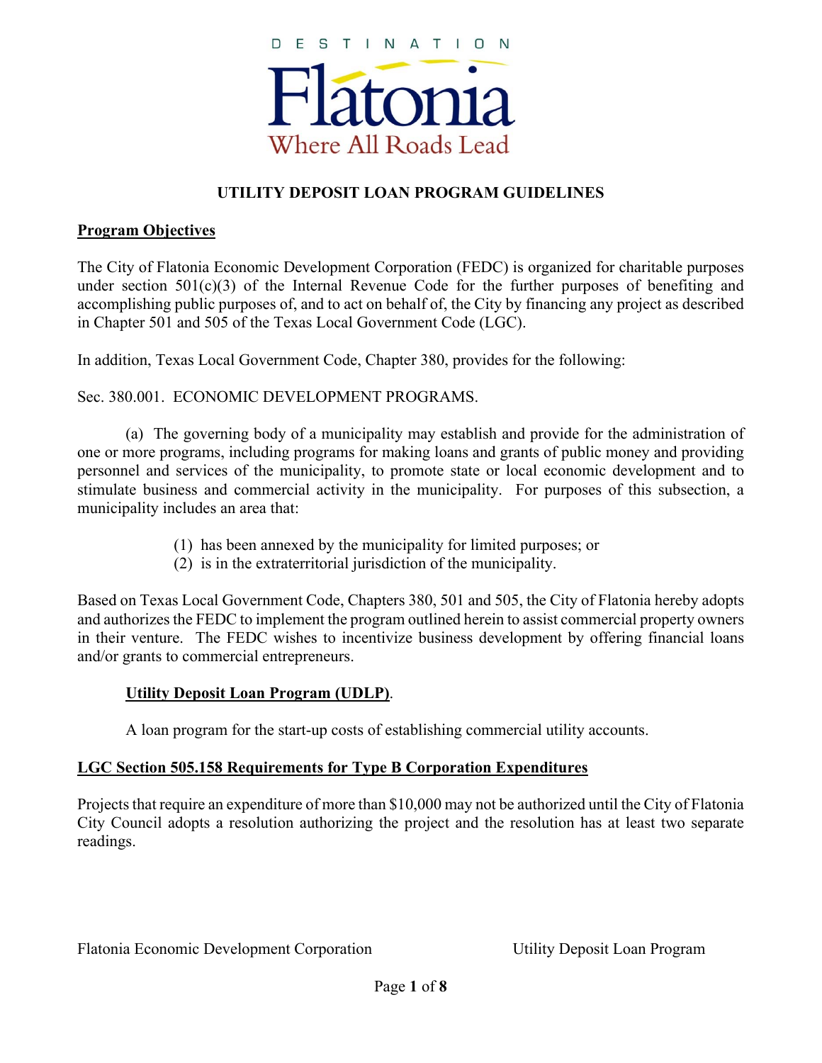DESTINATION

Flatonia

Where All Roads Lead

# UTILITY DEPOSIT LOAN PROGRAM GUIDELINES

## Program Objectives

The City of Flatonia Economic Development Corporation (FEDC) is organized for charitable purposes under section 501(c)(3) of the Internal Revenue Code for the further purposes of benefiting and accomplishing public purposes of, and to act on behalf of, the City by financing any project as described in Chapter 501 and 505 of the Texas Local Government Code (LGC).

In addition, Texas Local Government Code, Chapter 380, provides for the following:

Sec. 380.001. ECONOMIC DEVELOPMENT PROGRAMS.

(a) The governing body of a municipality may establish and provide for the administration of one or more programs, including programs for making loans and grants of public money and providing personnel and services of the municipality, to promote state or local economic development and to stimulate business and commercial activity in the municipality. For purposes of this subsection, a municipality includes an area that:

(1) has been annexed by the municipality for limited purposes; or
(2) is in the extraterritorial jurisdiction of the municipality.

Based on Texas Local Government Code, Chapters 380, 501 and 505, the City of Flatonia hereby adopts and authorizes the FEDC to implement the program outlined herein to assist commercial property owners in their venture. The FEDC wishes to incentivize business development by offering financial loans and/or grants to commercial entrepreneurs.

**Utility Deposit Loan Program (UDLP)**.

A loan program for the start-up costs of establishing commercial utility accounts.

## LGC Section 505.158 Requirements for Type B Corporation Expenditures

Projects that require an expenditure of more than $10,000 may not be authorized until the City of Flatonia City Council adopts a resolution authorizing the project and the resolution has at least two separate readings.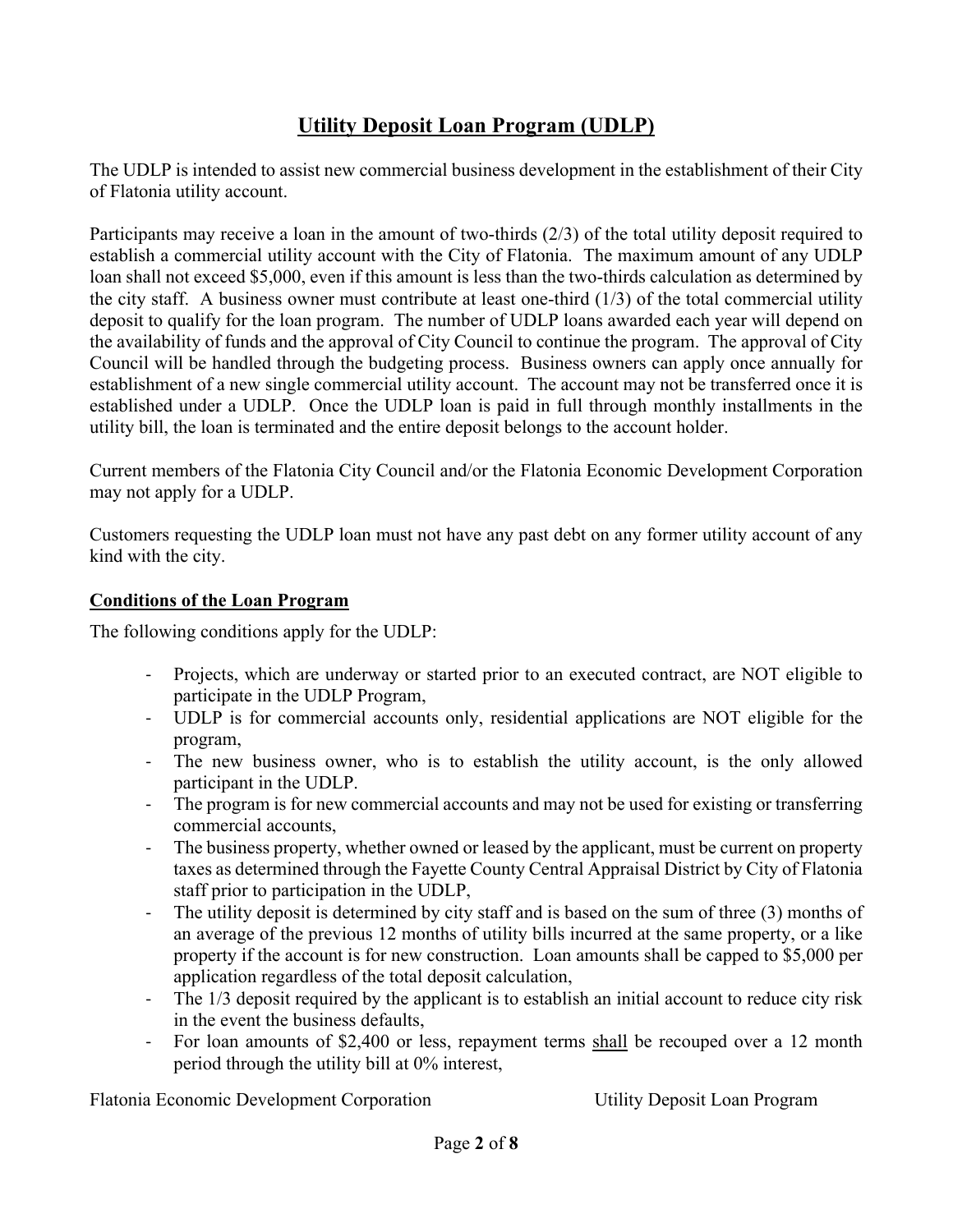# Utility Deposit Loan Program (UDLP)

The UDLP is intended to assist new commercial business development in the establishment of their City of Flatonia utility account.

Participants may receive a loan in the amount of two-thirds (2/3) of the total utility deposit required to establish a commercial utility account with the City of Flatonia. The maximum amount of any UDLP loan shall not exceed $5,000, even if this amount is less than the two-thirds calculation as determined by the city staff. A business owner must contribute at least one-third (1/3) of the total commercial utility deposit to qualify for the loan program. The number of UDLP loans awarded each year will depend on the availability of funds and the approval of City Council to continue the program. The approval of City Council will be handled through the budgeting process. Business owners can apply once annually for establishment of a new single commercial utility account. The account may not be transferred once it is established under a UDLP. Once the UDLP loan is paid in full through monthly installments in the utility bill, the loan is terminated and the entire deposit belongs to the account holder.

Current members of the Flatonia City Council and/or the Flatonia Economic Development Corporation may not apply for a UDLP.

Customers requesting the UDLP loan must not have any past debt on any former utility account of any kind with the city.

## Conditions of the Loan Program

The following conditions apply for the UDLP:

- Projects, which are underway or started prior to an executed contract, are NOT eligible to participate in the UDLP Program,
- UDLP is for commercial accounts only, residential applications are NOT eligible for the program,
- The new business owner, who is to establish the utility account, is the only allowed participant in the UDLP.
- The program is for new commercial accounts and may not be used for existing or transferring commercial accounts,
- The business property, whether owned or leased by the applicant, must be current on property taxes as determined through the Fayette County Central Appraisal District by City of Flatonia staff prior to participation in the UDLP,
- The utility deposit is determined by city staff and is based on the sum of three (3) months of an average of the previous 12 months of utility bills incurred at the same property, or a like property if the account is for new construction. Loan amounts shall be capped to $5,000 per application regardless of the total deposit calculation,
- The 1/3 deposit required by the applicant is to establish an initial account to reduce city risk in the event the business defaults,
- For loan amounts of $2,400 or less, repayment terms <u>shall</u> be recouped over a 12 month period through the utility bill at 0% interest,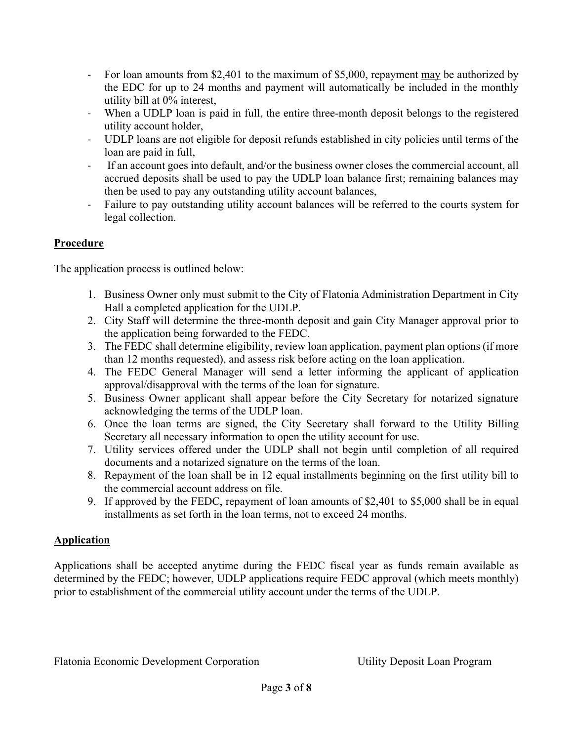- For loan amounts from $2,401 to the maximum of $5,000, repayment <u>may</u> be authorized by the EDC for up to 24 months and payment will automatically be included in the monthly utility bill at 0% interest,
- When a UDLP loan is paid in full, the entire three-month deposit belongs to the registered utility account holder,
- UDLP loans are not eligible for deposit refunds established in city policies until terms of the loan are paid in full,
- If an account goes into default, and/or the business owner closes the commercial account, all accrued deposits shall be used to pay the UDLP loan balance first; remaining balances may then be used to pay any outstanding utility account balances,
- Failure to pay outstanding utility account balances will be referred to the courts system for legal collection.

## Procedure

The application process is outlined below:

1. Business Owner only must submit to the City of Flatonia Administration Department in City Hall a completed application for the UDLP.
2. City Staff will determine the three-month deposit and gain City Manager approval prior to the application being forwarded to the FEDC.
3. The FEDC shall determine eligibility, review loan application, payment plan options (if more than 12 months requested), and assess risk before acting on the loan application.
4. The FEDC General Manager will send a letter informing the applicant of application approval/disapproval with the terms of the loan for signature.
5. Business Owner applicant shall appear before the City Secretary for notarized signature acknowledging the terms of the UDLP loan.
6. Once the loan terms are signed, the City Secretary shall forward to the Utility Billing Secretary all necessary information to open the utility account for use.
7. Utility services offered under the UDLP shall not begin until completion of all required documents and a notarized signature on the terms of the loan.
8. Repayment of the loan shall be in 12 equal installments beginning on the first utility bill to the commercial account address on file.
9. If approved by the FEDC, repayment of loan amounts of $2,401 to $5,000 shall be in equal installments as set forth in the loan terms, not to exceed 24 months.

## Application

Applications shall be accepted anytime during the FEDC fiscal year as funds remain available as determined by the FEDC; however, UDLP applications require FEDC approval (which meets monthly) prior to establishment of the commercial utility account under the terms of the UDLP.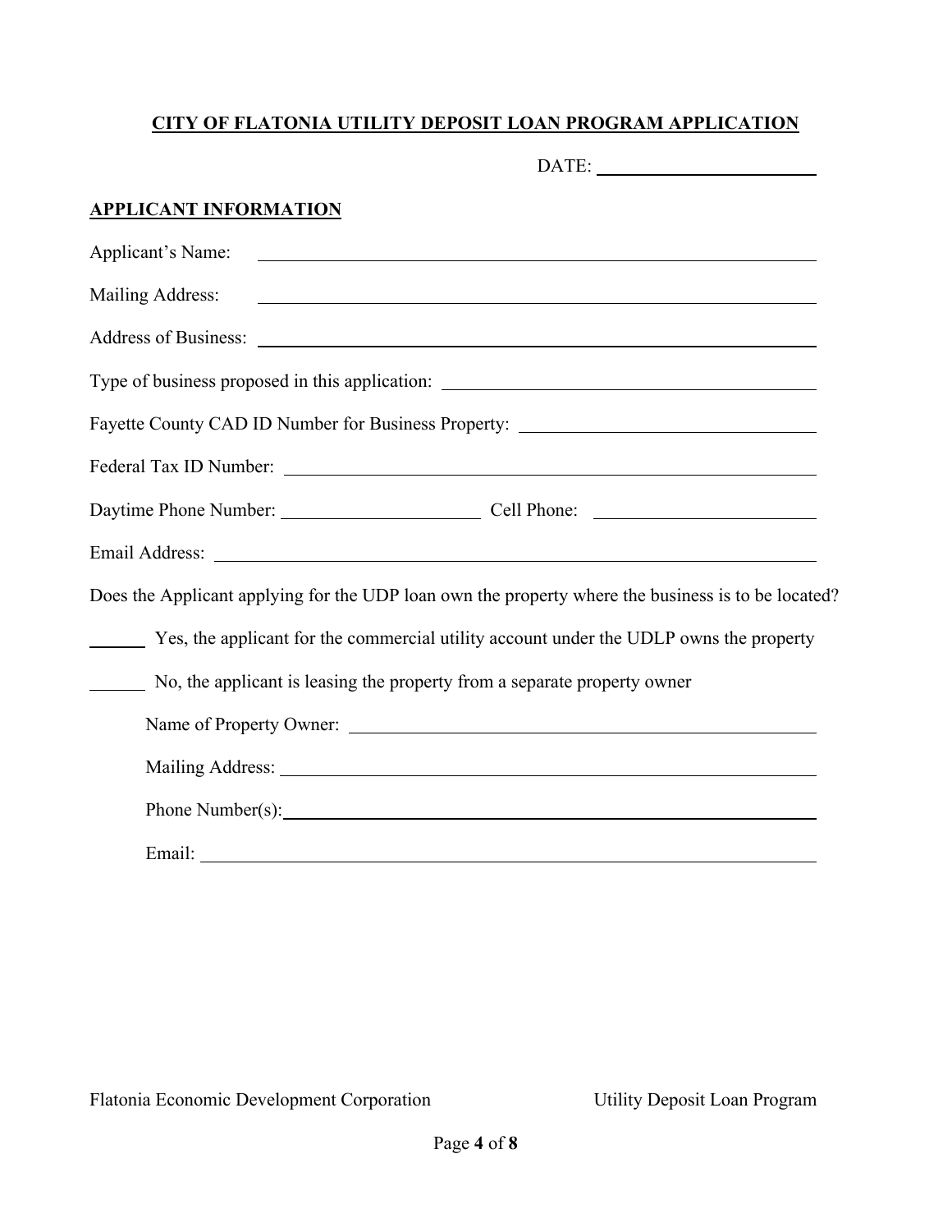# CITY OF FLATONIA UTILITY DEPOSIT LOAN PROGRAM APPLICATION

DATE: ________________________

## APPLICANT INFORMATION

Applicant's Name: ________________________________________________

Mailing Address: ________________________________________________

Address of Business: ________________________________________________

Type of business proposed in this application: ______________________________

Fayette County CAD ID Number for Business Property: ______________________

Federal Tax ID Number: ________________________________________________

Daytime Phone Number: ______________________ Cell Phone: ______________________

Email Address: ________________________________________________

Does the Applicant applying for the UDP loan own the property where the business is to be located?

______ Yes, the applicant for the commercial utility account under the UDLP owns the property

______ No, the applicant is leasing the property from a separate property owner

Name of Property Owner: ________________________________________________

Mailing Address: ________________________________________________

Phone Number(s): ________________________________________________

Email: ________________________________________________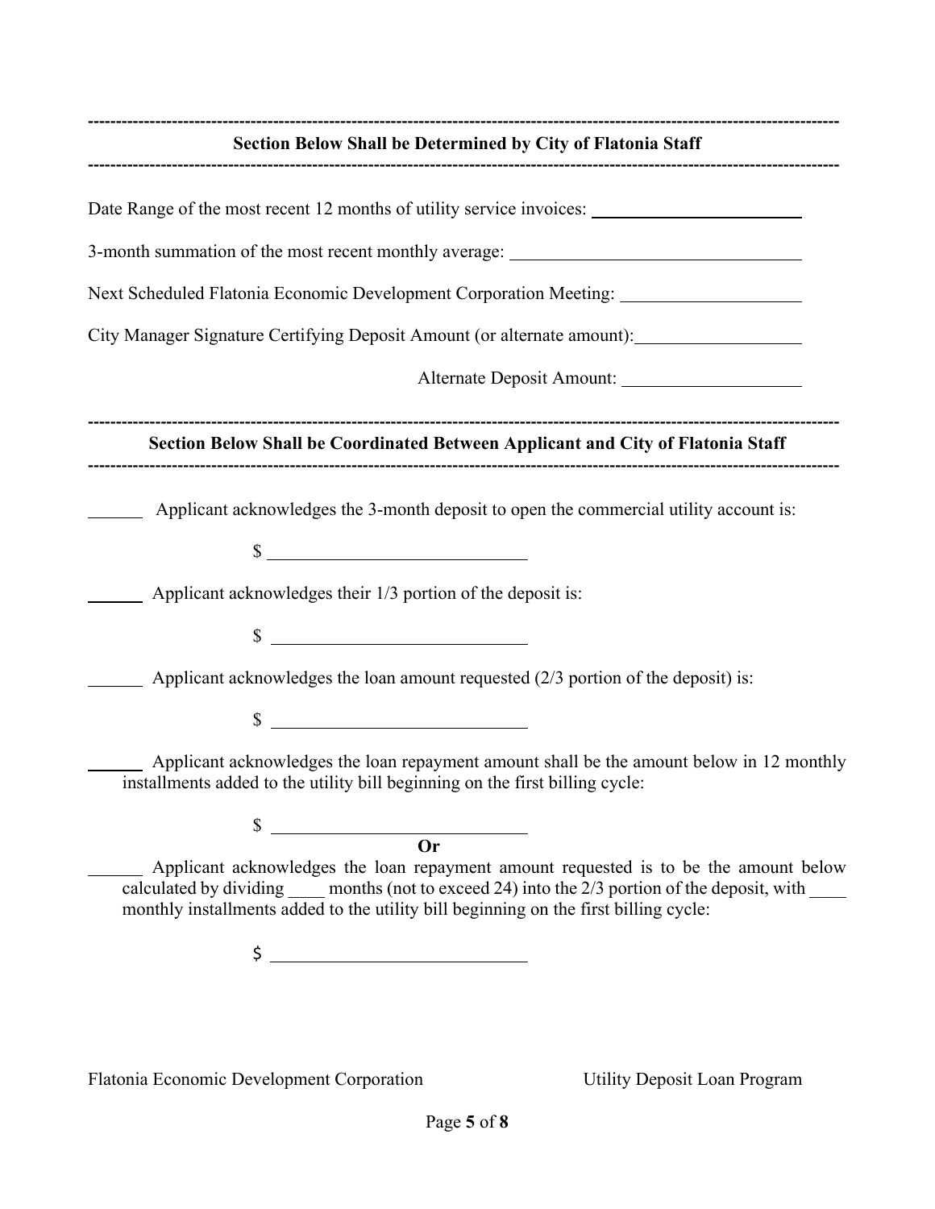---

**Section Below Shall be Determined by City of Flatonia Staff**

---

Date Range of the most recent 12 months of utility service invoices: ________________________

3-month summation of the most recent monthly average: ________________________________

Next Scheduled Flatonia Economic Development Corporation Meeting: ____________________

City Manager Signature Certifying Deposit Amount (or alternate amount): __________________

Alternate Deposit Amount: ____________________

---

**Section Below Shall be Coordinated Between Applicant and City of Flatonia Staff**

---

______ Applicant acknowledges the 3-month deposit to open the commercial utility account is:

$ ____________________________

______ Applicant acknowledges their 1/3 portion of the deposit is:

$ ____________________________

______ Applicant acknowledges the loan amount requested (2/3 portion of the deposit) is:

$ ____________________________

______ Applicant acknowledges the loan repayment amount shall be the amount below in 12 monthly installments added to the utility bill beginning on the first billing cycle:

$ ____________________________

**Or**

______ Applicant acknowledges the loan repayment amount requested is to be the amount below calculated by dividing ____ months (not to exceed 24) into the 2/3 portion of the deposit, with ____ monthly installments added to the utility bill beginning on the first billing cycle:

$ ____________________________

Flatonia Economic Development Corporation Utility Deposit Loan Program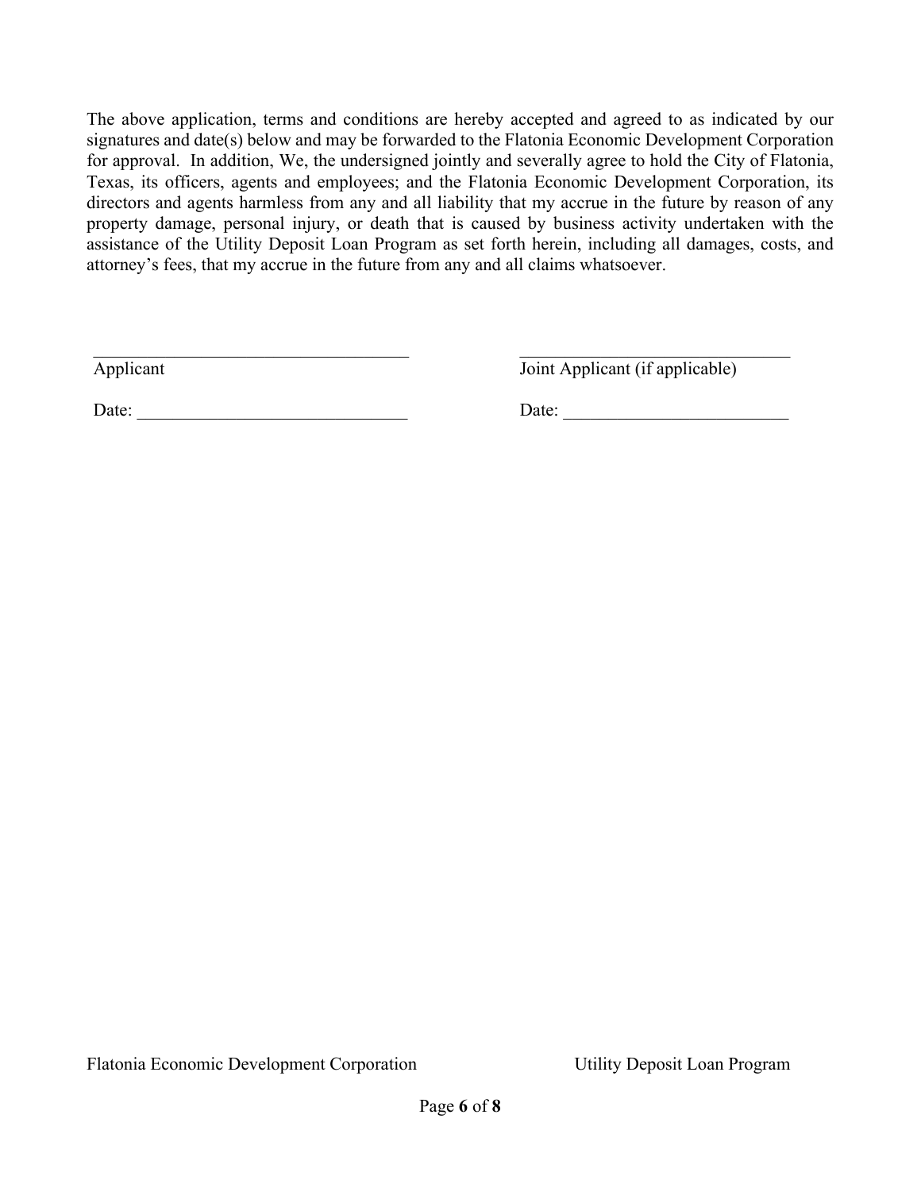The above application, terms and conditions are hereby accepted and agreed to as indicated by our signatures and date(s) below and may be forwarded to the Flatonia Economic Development Corporation for approval. In addition, We, the undersigned jointly and severally agree to hold the City of Flatonia, Texas, its officers, agents and employees; and the Flatonia Economic Development Corporation, its directors and agents harmless from any and all liability that my accrue in the future by reason of any property damage, personal injury, or death that is caused by business activity undertaken with the assistance of the Utility Deposit Loan Program as set forth herein, including all damages, costs, and attorney's fees, that my accrue in the future from any and all claims whatsoever.

\_\_\_\_\_\_\_\_\_\_\_\_\_\_\_\_\_\_\_\_\_\_\_\_\_\_\_\_\_\_\_\_\_\_\_\_
Applicant

Date: \_\_\_\_\_\_\_\_\_\_\_\_\_\_\_\_\_\_\_\_\_\_\_\_\_\_\_\_\_\_

\_\_\_\_\_\_\_\_\_\_\_\_\_\_\_\_\_\_\_\_\_\_\_\_\_\_\_\_\_\_\_\_\_\_\_\_
Joint Applicant (if applicable)

Date: \_\_\_\_\_\_\_\_\_\_\_\_\_\_\_\_\_\_\_\_\_\_\_\_\_\_\_\_\_\_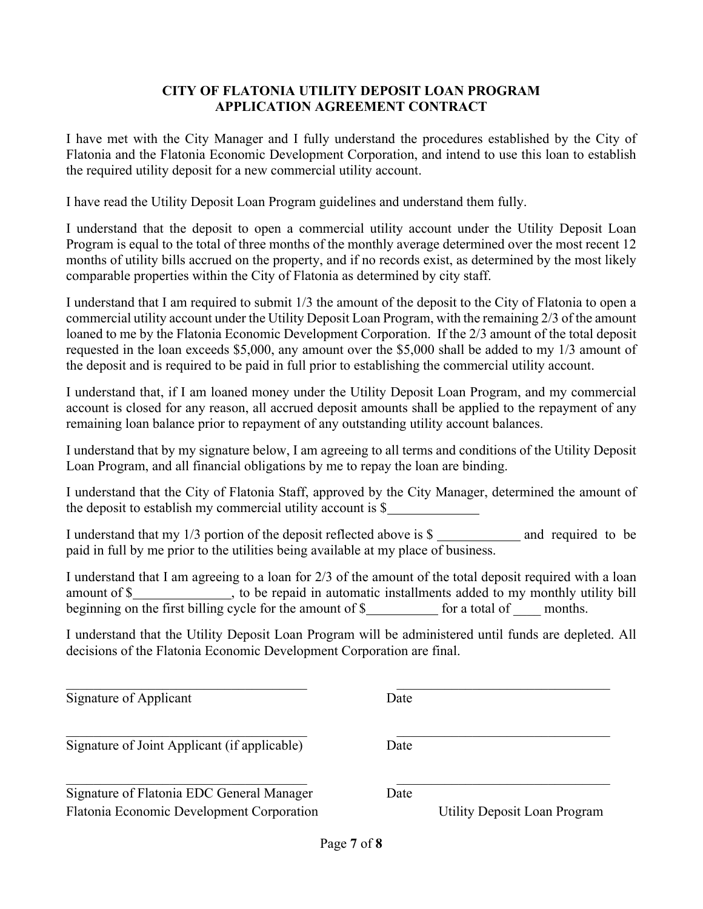# CITY OF FLATONIA UTILITY DEPOSIT LOAN PROGRAM
## APPLICATION AGREEMENT CONTRACT

I have met with the City Manager and I fully understand the procedures established by the City of Flatonia and the Flatonia Economic Development Corporation, and intend to use this loan to establish the required utility deposit for a new commercial utility account.

I have read the Utility Deposit Loan Program guidelines and understand them fully.

I understand that the deposit to open a commercial utility account under the Utility Deposit Loan Program is equal to the total of three months of the monthly average determined over the most recent 12 months of utility bills accrued on the property, and if no records exist, as determined by the most likely comparable properties within the City of Flatonia as determined by city staff.

I understand that I am required to submit 1/3 the amount of the deposit to the City of Flatonia to open a commercial utility account under the Utility Deposit Loan Program, with the remaining 2/3 of the amount loaned to me by the Flatonia Economic Development Corporation. If the 2/3 amount of the total deposit requested in the loan exceeds $5,000, any amount over the $5,000 shall be added to my 1/3 amount of the deposit and is required to be paid in full prior to establishing the commercial utility account.

I understand that, if I am loaned money under the Utility Deposit Loan Program, and my commercial account is closed for any reason, all accrued deposit amounts shall be applied to the repayment of any remaining loan balance prior to repayment of any outstanding utility account balances.

I understand that by my signature below, I am agreeing to all terms and conditions of the Utility Deposit Loan Program, and all financial obligations by me to repay the loan are binding.

I understand that the City of Flatonia Staff, approved by the City Manager, determined the amount of the deposit to establish my commercial utility account is $_____________

I understand that my 1/3 portion of the deposit reflected above is $ ____________ and required to be paid in full by me prior to the utilities being available at my place of business.

I understand that I am agreeing to a loan for 2/3 of the amount of the total deposit required with a loan amount of $______________, to be repaid in automatic installments added to my monthly utility bill beginning on the first billing cycle for the amount of $__________ for a total of ____ months.

I understand that the Utility Deposit Loan Program will be administered until funds are depleted. All decisions of the Flatonia Economic Development Corporation are final.

_________________________________ _________________________________
Signature of Applicant Date

_________________________________ _________________________________
Signature of Joint Applicant (if applicable) Date

_________________________________ _________________________________
Signature of Flatonia EDC General Manager Date

Flatonia Economic Development Corporation Utility Deposit Loan Program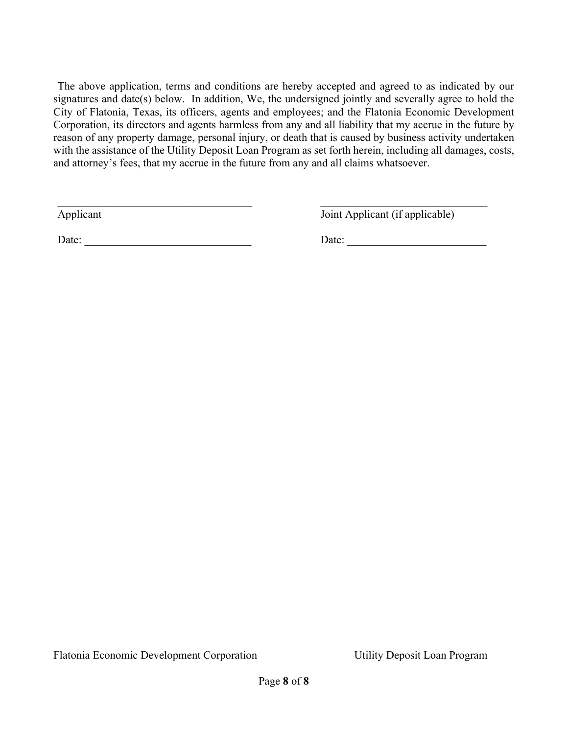The above application, terms and conditions are hereby accepted and agreed to as indicated by our signatures and date(s) below. In addition, We, the undersigned jointly and severally agree to hold the City of Flatonia, Texas, its officers, agents and employees; and the Flatonia Economic Development Corporation, its directors and agents harmless from any and all liability that my accrue in the future by reason of any property damage, personal injury, or death that is caused by business activity undertaken with the assistance of the Utility Deposit Loan Program as set forth herein, including all damages, costs, and attorney's fees, that my accrue in the future from any and all claims whatsoever.

| | |
|---|---|
| ___________________________________ | ______________________________ |
| Applicant | Joint Applicant (if applicable) |
| Date: ______________________________ | Date: _________________________ |